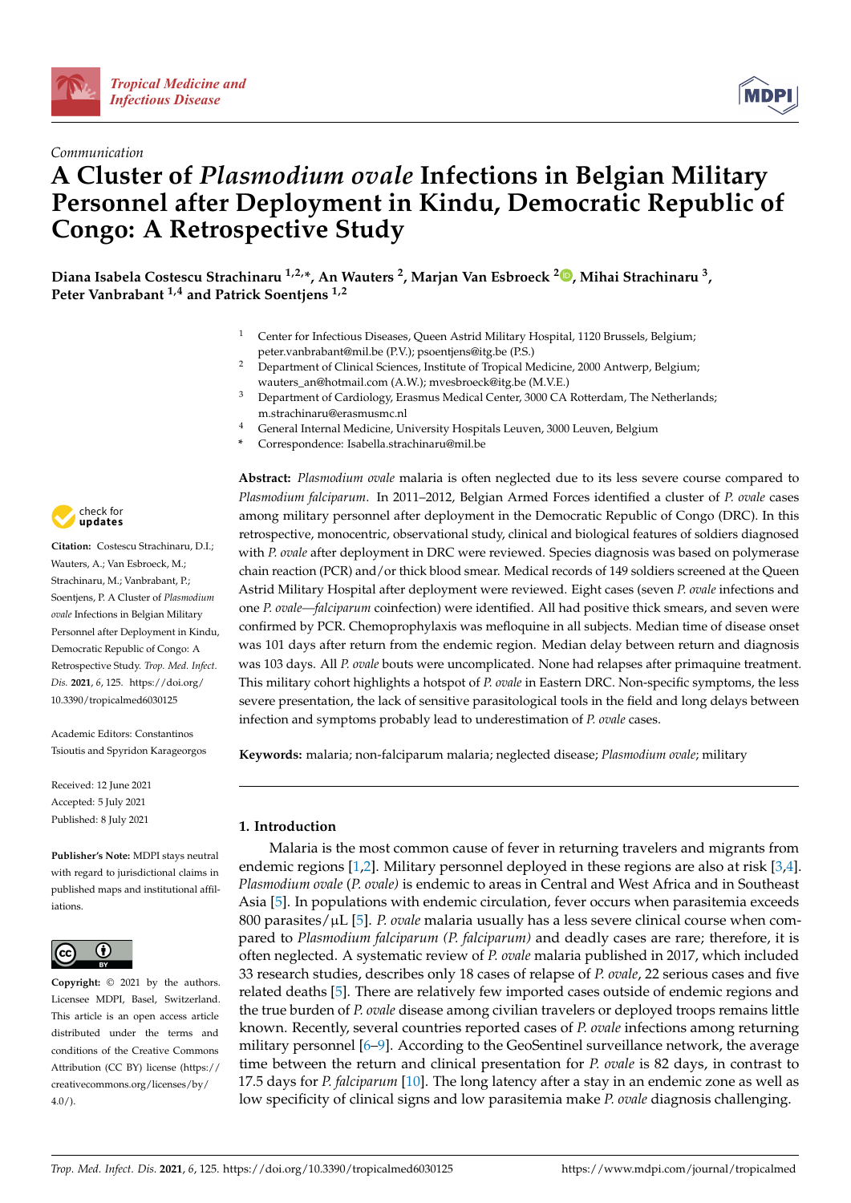*Communication*

# A Cluster of *Plasmodium ovale* Infections in Belgian Military Personnel after Deployment in Kindu, Democratic Republic of Congo: A Retrospective Study

**Diana Isabela Costescu Strachinaru [1,2,*], An Wauters [2], Marjan Van Esbroeck [2], Mihai Strachinaru [3], Peter Vanbrabant [1,4] and Patrick Soentjens [1,2]**

1 Center for Infectious Diseases, Queen Astrid Military Hospital, 1120 Brussels, Belgium; peter.vanbrabant@mil.be (P.V.); psoentjens@itg.be (P.S.)
2 Department of Clinical Sciences, Institute of Tropical Medicine, 2000 Antwerp, Belgium; wauters_an@hotmail.com (A.W.); mvesbroeck@itg.be (M.V.E.)
3 Department of Cardiology, Erasmus Medical Center, 3000 CA Rotterdam, The Netherlands; m.strachinaru@erasmusmc.nl
4 General Internal Medicine, University Hospitals Leuven, 3000 Leuven, Belgium
* Correspondence: Isabella.strachinaru@mil.be

**Citation:** Costescu Strachinaru, D.I.; Wauters, A.; Van Esbroeck, M.; Strachinaru, M.; Vanbrabant, P.; Soentjens, P. A Cluster of *Plasmodium ovale* Infections in Belgian Military Personnel after Deployment in Kindu, Democratic Republic of Congo: A Retrospective Study. *Trop. Med. Infect. Dis.* **2021**, *6*, 125. https://doi.org/10.3390/tropicalmed6030125

Academic Editors: Constantinos Tsioutis and Spyridon Karageorgos

Received: 12 June 2021
Accepted: 5 July 2021
Published: 8 July 2021

**Publisher's Note:** MDPI stays neutral with regard to jurisdictional claims in published maps and institutional affiliations.

**Copyright:** © 2021 by the authors. Licensee MDPI, Basel, Switzerland. This article is an open access article distributed under the terms and conditions of the Creative Commons Attribution (CC BY) license (https://creativecommons.org/licenses/by/4.0/).

**Abstract:** *Plasmodium ovale* malaria is often neglected due to its less severe course compared to *Plasmodium falciparum*. In 2011–2012, Belgian Armed Forces identified a cluster of *P. ovale* cases among military personnel after deployment in the Democratic Republic of Congo (DRC). In this retrospective, monocentric, observational study, clinical and biological features of soldiers diagnosed with *P. ovale* after deployment in DRC were reviewed. Species diagnosis was based on polymerase chain reaction (PCR) and/or thick blood smear. Medical records of 149 soldiers screened at the Queen Astrid Military Hospital after deployment were reviewed. Eight cases (seven *P. ovale* infections and one *P. ovale—falciparum* coinfection) were identified. All had positive thick smears, and seven were confirmed by PCR. Chemoprophylaxis was mefloquine in all subjects. Median time of disease onset was 101 days after return from the endemic region. Median delay between return and diagnosis was 103 days. All *P. ovale* bouts were uncomplicated. None had relapses after primaquine treatment. This military cohort highlights a hotspot of *P. ovale* in Eastern DRC. Non-specific symptoms, the less severe presentation, the lack of sensitive parasitological tools in the field and long delays between infection and symptoms probably lead to underestimation of *P. ovale* cases.

**Keywords:** malaria; non-falciparum malaria; neglected disease; *Plasmodium ovale*; military

## 1. Introduction

Malaria is the most common cause of fever in returning travelers and migrants from endemic regions [1,2]. Military personnel deployed in these regions are also at risk [3,4]. *Plasmodium ovale* (*P. ovale)* is endemic to areas in Central and West Africa and in Southeast Asia [5]. In populations with endemic circulation, fever occurs when parasitemia exceeds 800 parasites/µL [5]. *P. ovale* malaria usually has a less severe clinical course when compared to *Plasmodium falciparum (P. falciparum)* and deadly cases are rare; therefore, it is often neglected. A systematic review of *P. ovale* malaria published in 2017, which included 33 research studies, describes only 18 cases of relapse of *P. ovale*, 22 serious cases and five related deaths [5]. There are relatively few imported cases outside of endemic regions and the true burden of *P. ovale* disease among civilian travelers or deployed troops remains little known. Recently, several countries reported cases of *P. ovale* infections among returning military personnel [6–9]. According to the GeoSentinel surveillance network, the average time between the return and clinical presentation for *P. ovale* is 82 days, in contrast to 17.5 days for *P. falciparum* [10]. The long latency after a stay in an endemic zone as well as low specificity of clinical signs and low parasitemia make *P. ovale* diagnosis challenging.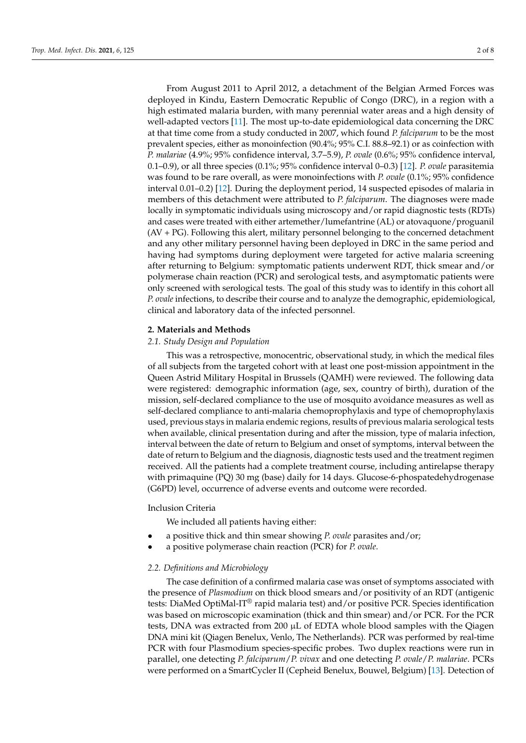From August 2011 to April 2012, a detachment of the Belgian Armed Forces was deployed in Kindu, Eastern Democratic Republic of Congo (DRC), in a region with a high estimated malaria burden, with many perennial water areas and a high density of well-adapted vectors [11]. The most up-to-date epidemiological data concerning the DRC at that time come from a study conducted in 2007, which found *P. falciparum* to be the most prevalent species, either as monoinfection (90.4%; 95% C.I. 88.8–92.1) or as coinfection with *P. malariae* (4.9%; 95% confidence interval, 3.7–5.9), *P. ovale* (0.6%; 95% confidence interval, 0.1–0.9), or all three species (0.1%; 95% confidence interval 0–0.3) [12]. *P. ovale* parasitemia was found to be rare overall, as were monoinfections with *P. ovale* (0.1%; 95% confidence interval 0.01–0.2) [12]. During the deployment period, 14 suspected episodes of malaria in members of this detachment were attributed to *P. falciparum*. The diagnoses were made locally in symptomatic individuals using microscopy and/or rapid diagnostic tests (RDTs) and cases were treated with either artemether/lumefantrine (AL) or atovaquone/proguanil (AV + PG). Following this alert, military personnel belonging to the concerned detachment and any other military personnel having been deployed in DRC in the same period and having had symptoms during deployment were targeted for active malaria screening after returning to Belgium: symptomatic patients underwent RDT, thick smear and/or polymerase chain reaction (PCR) and serological tests, and asymptomatic patients were only screened with serological tests. The goal of this study was to identify in this cohort all *P. ovale* infections, to describe their course and to analyze the demographic, epidemiological, clinical and laboratory data of the infected personnel.

## 2. Materials and Methods

### 2.1. Study Design and Population

This was a retrospective, monocentric, observational study, in which the medical files of all subjects from the targeted cohort with at least one post-mission appointment in the Queen Astrid Military Hospital in Brussels (QAMH) were reviewed. The following data were registered: demographic information (age, sex, country of birth), duration of the mission, self-declared compliance to the use of mosquito avoidance measures as well as self-declared compliance to anti-malaria chemoprophylaxis and type of chemoprophylaxis used, previous stays in malaria endemic regions, results of previous malaria serological tests when available, clinical presentation during and after the mission, type of malaria infection, interval between the date of return to Belgium and onset of symptoms, interval between the date of return to Belgium and the diagnosis, diagnostic tests used and the treatment regimen received. All the patients had a complete treatment course, including antirelapse therapy with primaquine (PQ) 30 mg (base) daily for 14 days. Glucose-6-phospatedehydrogenase (G6PD) level, occurrence of adverse events and outcome were recorded.

Inclusion Criteria

We included all patients having either:

- a positive thick and thin smear showing *P. ovale* parasites and/or;
- a positive polymerase chain reaction (PCR) for *P. ovale*.

### 2.2. Definitions and Microbiology

The case definition of a confirmed malaria case was onset of symptoms associated with the presence of *Plasmodium* on thick blood smears and/or positivity of an RDT (antigenic tests: DiaMed OptiMal-IT® rapid malaria test) and/or positive PCR. Species identification was based on microscopic examination (thick and thin smear) and/or PCR. For the PCR tests, DNA was extracted from 200 µL of EDTA whole blood samples with the Qiagen DNA mini kit (Qiagen Benelux, Venlo, The Netherlands). PCR was performed by real-time PCR with four Plasmodium species-specific probes. Two duplex reactions were run in parallel, one detecting *P. falciparum*/*P. vivax* and one detecting *P. ovale*/*P. malariae*. PCRs were performed on a SmartCycler II (Cepheid Benelux, Bouwel, Belgium) [13]. Detection of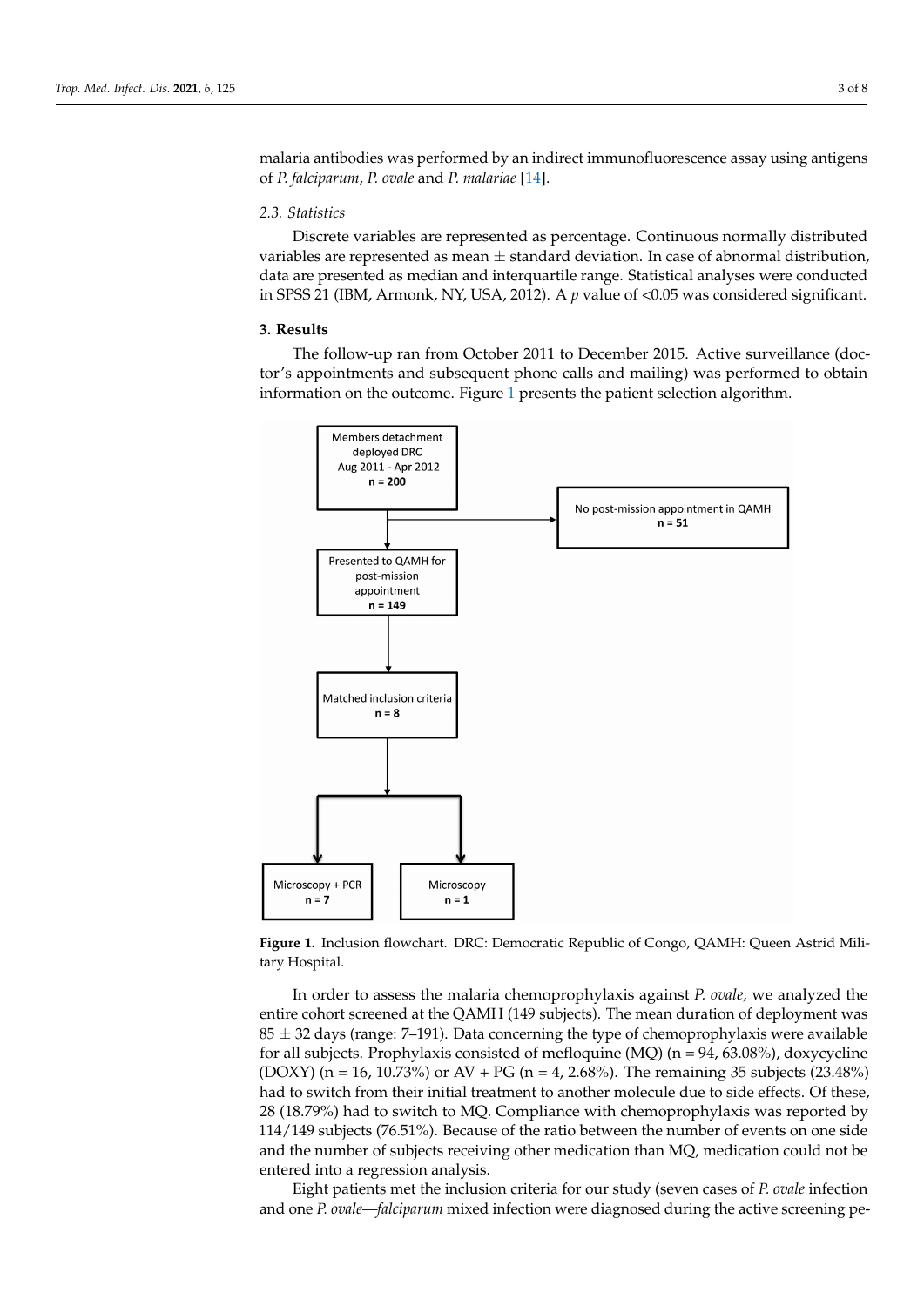malaria antibodies was performed by an indirect immunofluorescence assay using antigens of *P. falciparum*, *P. ovale* and *P. malariae* [14].

### 2.3. Statistics

Discrete variables are represented as percentage. Continuous normally distributed variables are represented as mean ± standard deviation. In case of abnormal distribution, data are presented as median and interquartile range. Statistical analyses were conducted in SPSS 21 (IBM, Armonk, NY, USA, 2012). A $p$ value of <0.05 was considered significant.

## 3. Results

The follow-up ran from October 2011 to December 2015. Active surveillance (doctor's appointments and subsequent phone calls and mailing) was performed to obtain information on the outcome. Figure 1 presents the patient selection algorithm.

Members detachment deployed DRC Aug 2011 - Apr 2012 **n = 200**

No post-mission appointment in QAMH **n = 51**

Presented to QAMH for post-mission appointment **n = 149**

Matched inclusion criteria **n = 8**

Microscopy + PCR **n = 7**

Microscopy **n = 1**

**Figure 1.** Inclusion flowchart. DRC: Democratic Republic of Congo, QAMH: Queen Astrid Military Hospital.

In order to assess the malaria chemoprophylaxis against *P. ovale,* we analyzed the entire cohort screened at the QAMH (149 subjects). The mean duration of deployment was 85 ± 32 days (range: 7–191). Data concerning the type of chemoprophylaxis were available for all subjects. Prophylaxis consisted of mefloquine (MQ) (n = 94, 63.08%), doxycycline (DOXY) (n = 16, 10.73%) or AV + PG (n = 4, 2.68%). The remaining 35 subjects (23.48%) had to switch from their initial treatment to another molecule due to side effects. Of these, 28 (18.79%) had to switch to MQ. Compliance with chemoprophylaxis was reported by 114/149 subjects (76.51%). Because of the ratio between the number of events on one side and the number of subjects receiving other medication than MQ, medication could not be entered into a regression analysis.

Eight patients met the inclusion criteria for our study (seven cases of *P. ovale* infection and one *P. ovale—falciparum* mixed infection were diagnosed during the active screening pe-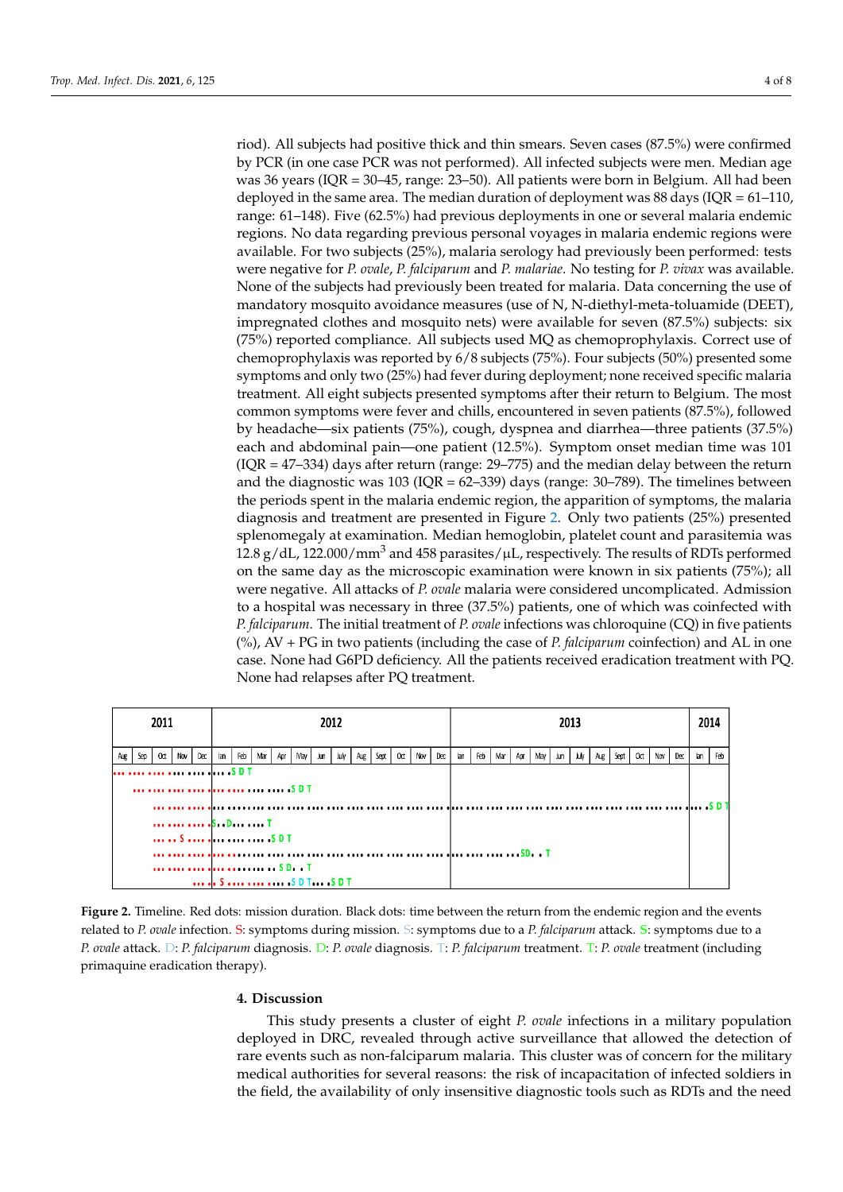riod). All subjects had positive thick and thin smears. Seven cases (87.5%) were confirmed by PCR (in one case PCR was not performed). All infected subjects were men. Median age was 36 years (IQR = 30–45, range: 23–50). All patients were born in Belgium. All had been deployed in the same area. The median duration of deployment was 88 days (IQR = 61–110, range: 61–148). Five (62.5%) had previous deployments in one or several malaria endemic regions. No data regarding previous personal voyages in malaria endemic regions were available. For two subjects (25%), malaria serology had previously been performed: tests were negative for *P. ovale*, *P. falciparum* and *P. malariae*. No testing for *P. vivax* was available. None of the subjects had previously been treated for malaria. Data concerning the use of mandatory mosquito avoidance measures (use of N, N-diethyl-meta-toluamide (DEET), impregnated clothes and mosquito nets) were available for seven (87.5%) subjects: six (75%) reported compliance. All subjects used MQ as chemoprophylaxis. Correct use of chemoprophylaxis was reported by 6/8 subjects (75%). Four subjects (50%) presented some symptoms and only two (25%) had fever during deployment; none received specific malaria treatment. All eight subjects presented symptoms after their return to Belgium. The most common symptoms were fever and chills, encountered in seven patients (87.5%), followed by headache—six patients (75%), cough, dyspnea and diarrhea—three patients (37.5%) each and abdominal pain—one patient (12.5%). Symptom onset median time was 101 (IQR = 47–334) days after return (range: 29–775) and the median delay between the return and the diagnostic was 103 (IQR = 62–339) days (range: 30–789). The timelines between the periods spent in the malaria endemic region, the apparition of symptoms, the malaria diagnosis and treatment are presented in Figure 2. Only two patients (25%) presented splenomegaly at examination. Median hemoglobin, platelet count and parasitemia was 12.8 g/dL, 122.000/mm$^3$ and 458 parasites/µL, respectively. The results of RDTs performed on the same day as the microscopic examination were known in six patients (75%); all were negative. All attacks of *P. ovale* malaria were considered uncomplicated. Admission to a hospital was necessary in three (37.5%) patients, one of which was coinfected with *P. falciparum*. The initial treatment of *P. ovale* infections was chloroquine (CQ) in five patients (%), AV + PG in two patients (including the case of *P. falciparum* coinfection) and AL in one case. None had G6PD deficiency. All the patients received eradication treatment with PQ. None had relapses after PQ treatment.

**Figure 2.** Timeline. Red dots: mission duration. Black dots: time between the return from the endemic region and the events related to *P. ovale* infection. S: symptoms during mission. S: symptoms due to a *P. falciparum* attack. S: symptoms due to a *P. ovale* attack. D: *P. falciparum* diagnosis. D: *P. ovale* diagnosis. T: *P. falciparum* treatment. T: *P. ovale* treatment (including primaquine eradication therapy).

## 4. Discussion

This study presents a cluster of eight *P. ovale* infections in a military population deployed in DRC, revealed through active surveillance that allowed the detection of rare events such as non-falciparum malaria. This cluster was of concern for the military medical authorities for several reasons: the risk of incapacitation of infected soldiers in the field, the availability of only insensitive diagnostic tools such as RDTs and the need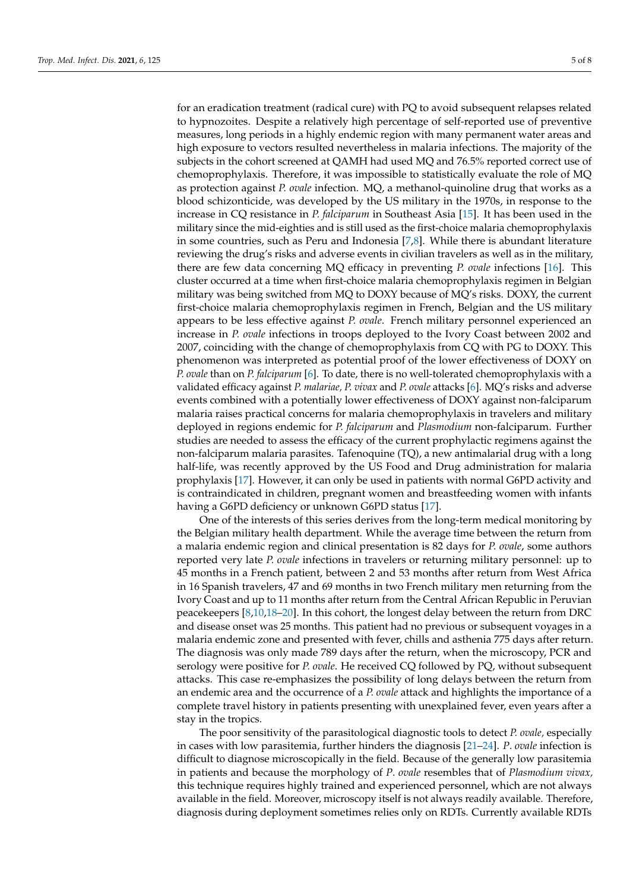for an eradication treatment (radical cure) with PQ to avoid subsequent relapses related to hypnozoites. Despite a relatively high percentage of self-reported use of preventive measures, long periods in a highly endemic region with many permanent water areas and high exposure to vectors resulted nevertheless in malaria infections. The majority of the subjects in the cohort screened at QAMH had used MQ and 76.5% reported correct use of chemoprophylaxis. Therefore, it was impossible to statistically evaluate the role of MQ as protection against *P. ovale* infection. MQ, a methanol-quinoline drug that works as a blood schizonticide, was developed by the US military in the 1970s, in response to the increase in CQ resistance in *P. falciparum* in Southeast Asia [15]. It has been used in the military since the mid-eighties and is still used as the first-choice malaria chemoprophylaxis in some countries, such as Peru and Indonesia [7,8]. While there is abundant literature reviewing the drug's risks and adverse events in civilian travelers as well as in the military, there are few data concerning MQ efficacy in preventing *P. ovale* infections [16]. This cluster occurred at a time when first-choice malaria chemoprophylaxis regimen in Belgian military was being switched from MQ to DOXY because of MQ's risks. DOXY, the current first-choice malaria chemoprophylaxis regimen in French, Belgian and the US military appears to be less effective against *P. ovale*. French military personnel experienced an increase in *P. ovale* infections in troops deployed to the Ivory Coast between 2002 and 2007, coinciding with the change of chemoprophylaxis from CQ with PG to DOXY. This phenomenon was interpreted as potential proof of the lower effectiveness of DOXY on *P. ovale* than on *P. falciparum* [6]. To date, there is no well-tolerated chemoprophylaxis with a validated efficacy against *P. malariae, P. vivax* and *P. ovale* attacks [6]. MQ's risks and adverse events combined with a potentially lower effectiveness of DOXY against non-falciparum malaria raises practical concerns for malaria chemoprophylaxis in travelers and military deployed in regions endemic for *P. falciparum* and *Plasmodium* non-falciparum. Further studies are needed to assess the efficacy of the current prophylactic regimens against the non-falciparum malaria parasites. Tafenoquine (TQ), a new antimalarial drug with a long half-life, was recently approved by the US Food and Drug administration for malaria prophylaxis [17]. However, it can only be used in patients with normal G6PD activity and is contraindicated in children, pregnant women and breastfeeding women with infants having a G6PD deficiency or unknown G6PD status [17].

One of the interests of this series derives from the long-term medical monitoring by the Belgian military health department. While the average time between the return from a malaria endemic region and clinical presentation is 82 days for *P. ovale*, some authors reported very late *P. ovale* infections in travelers or returning military personnel: up to 45 months in a French patient, between 2 and 53 months after return from West Africa in 16 Spanish travelers, 47 and 69 months in two French military men returning from the Ivory Coast and up to 11 months after return from the Central African Republic in Peruvian peacekeepers [8,10,18–20]. In this cohort, the longest delay between the return from DRC and disease onset was 25 months. This patient had no previous or subsequent voyages in a malaria endemic zone and presented with fever, chills and asthenia 775 days after return. The diagnosis was only made 789 days after the return, when the microscopy, PCR and serology were positive for *P. ovale*. He received CQ followed by PQ, without subsequent attacks. This case re-emphasizes the possibility of long delays between the return from an endemic area and the occurrence of a *P. ovale* attack and highlights the importance of a complete travel history in patients presenting with unexplained fever, even years after a stay in the tropics.

The poor sensitivity of the parasitological diagnostic tools to detect *P. ovale,* especially in cases with low parasitemia, further hinders the diagnosis [21–24]. *P. ovale* infection is difficult to diagnose microscopically in the field. Because of the generally low parasitemia in patients and because the morphology of *P. ovale* resembles that of *Plasmodium vivax,* this technique requires highly trained and experienced personnel, which are not always available in the field. Moreover, microscopy itself is not always readily available. Therefore, diagnosis during deployment sometimes relies only on RDTs. Currently available RDTs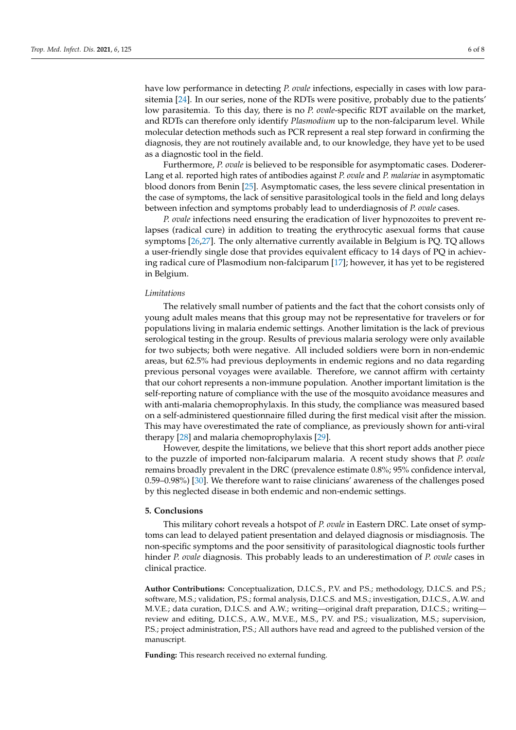have low performance in detecting *P. ovale* infections, especially in cases with low parasitemia [24]. In our series, none of the RDTs were positive, probably due to the patients' low parasitemia. To this day, there is no *P. ovale*-specific RDT available on the market, and RDTs can therefore only identify *Plasmodium* up to the non-falciparum level. While molecular detection methods such as PCR represent a real step forward in confirming the diagnosis, they are not routinely available and, to our knowledge, they have yet to be used as a diagnostic tool in the field.

Furthermore, *P. ovale* is believed to be responsible for asymptomatic cases. Doderer-Lang et al. reported high rates of antibodies against *P. ovale* and *P. malariae* in asymptomatic blood donors from Benin [25]. Asymptomatic cases, the less severe clinical presentation in the case of symptoms, the lack of sensitive parasitological tools in the field and long delays between infection and symptoms probably lead to underdiagnosis of *P. ovale* cases.

*P. ovale* infections need ensuring the eradication of liver hypnozoites to prevent relapses (radical cure) in addition to treating the erythrocytic asexual forms that cause symptoms [26,27]. The only alternative currently available in Belgium is PQ. TQ allows a user-friendly single dose that provides equivalent efficacy to 14 days of PQ in achieving radical cure of Plasmodium non-falciparum [17]; however, it has yet to be registered in Belgium.

*Limitations*

The relatively small number of patients and the fact that the cohort consists only of young adult males means that this group may not be representative for travelers or for populations living in malaria endemic settings. Another limitation is the lack of previous serological testing in the group. Results of previous malaria serology were only available for two subjects; both were negative. All included soldiers were born in non-endemic areas, but 62.5% had previous deployments in endemic regions and no data regarding previous personal voyages were available. Therefore, we cannot affirm with certainty that our cohort represents a non-immune population. Another important limitation is the self-reporting nature of compliance with the use of the mosquito avoidance measures and with anti-malaria chemoprophylaxis. In this study, the compliance was measured based on a self-administered questionnaire filled during the first medical visit after the mission. This may have overestimated the rate of compliance, as previously shown for anti-viral therapy [28] and malaria chemoprophylaxis [29].

However, despite the limitations, we believe that this short report adds another piece to the puzzle of imported non-falciparum malaria. A recent study shows that *P. ovale* remains broadly prevalent in the DRC (prevalence estimate 0.8%; 95% confidence interval, 0.59–0.98%) [30]. We therefore want to raise clinicians' awareness of the challenges posed by this neglected disease in both endemic and non-endemic settings.

## 5. Conclusions

This military cohort reveals a hotspot of *P. ovale* in Eastern DRC. Late onset of symptoms can lead to delayed patient presentation and delayed diagnosis or misdiagnosis. The non-specific symptoms and the poor sensitivity of parasitological diagnostic tools further hinder *P. ovale* diagnosis. This probably leads to an underestimation of *P. ovale* cases in clinical practice.

**Author Contributions:** Conceptualization, D.I.C.S., P.V. and P.S.; methodology, D.I.C.S. and P.S.; software, M.S.; validation, P.S.; formal analysis, D.I.C.S. and M.S.; investigation, D.I.C.S., A.W. and M.V.E.; data curation, D.I.C.S. and A.W.; writing—original draft preparation, D.I.C.S.; writing—review and editing, D.I.C.S., A.W., M.V.E., M.S., P.V. and P.S.; visualization, M.S.; supervision, P.S.; project administration, P.S.; All authors have read and agreed to the published version of the manuscript.

**Funding:** This research received no external funding.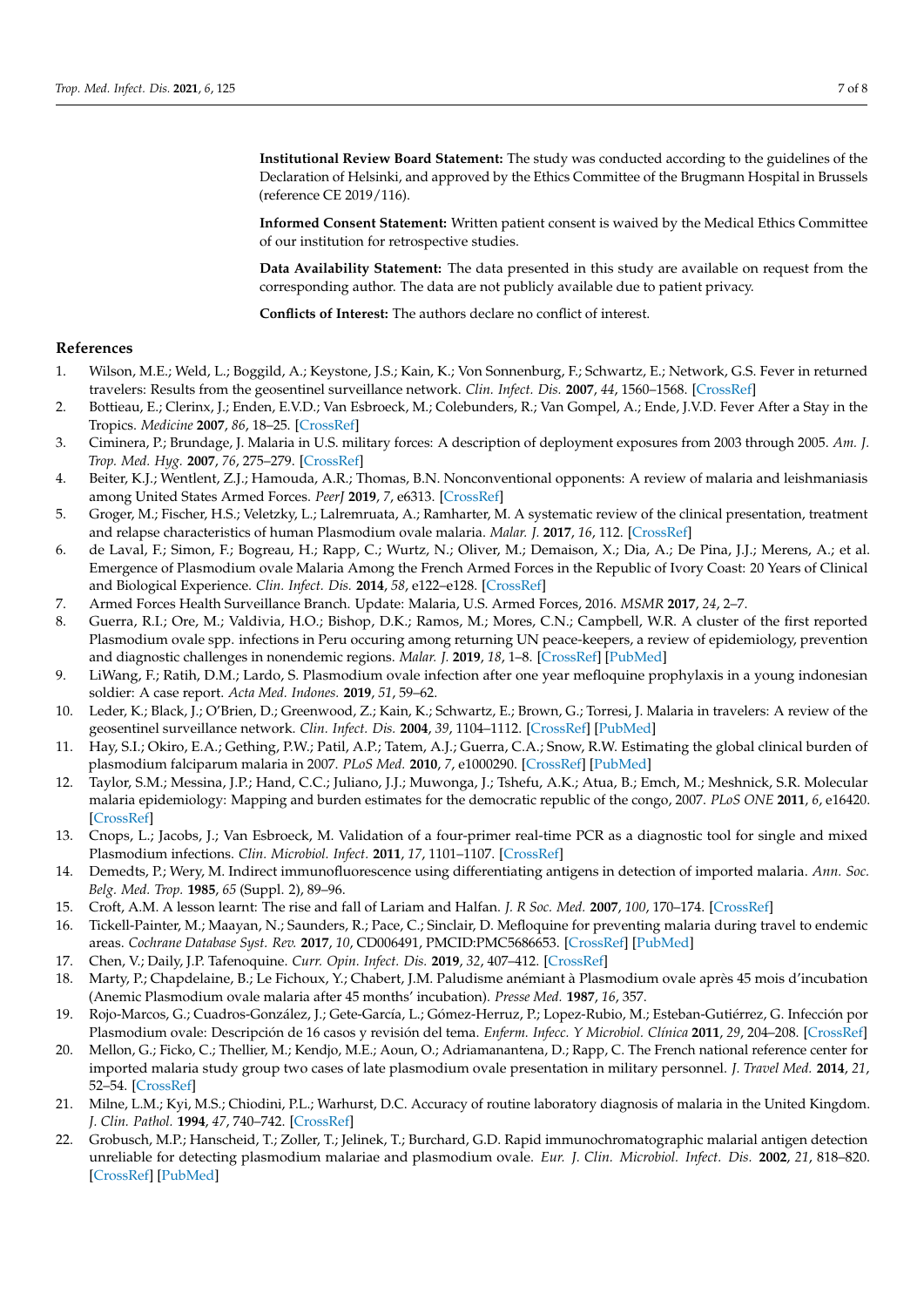**Institutional Review Board Statement:** The study was conducted according to the guidelines of the Declaration of Helsinki, and approved by the Ethics Committee of the Brugmann Hospital in Brussels (reference CE 2019/116).

**Informed Consent Statement:** Written patient consent is waived by the Medical Ethics Committee of our institution for retrospective studies.

**Data Availability Statement:** The data presented in this study are available on request from the corresponding author. The data are not publicly available due to patient privacy.

**Conflicts of Interest:** The authors declare no conflict of interest.

## References

1. Wilson, M.E.; Weld, L.; Boggild, A.; Keystone, J.S.; Kain, K.; Von Sonnenburg, F.; Schwartz, E.; Network, G.S. Fever in returned travelers: Results from the geosentinel surveillance network. *Clin. Infect. Dis.* **2007**, *44*, 1560–1568. [CrossRef]
2. Bottieau, E.; Clerinx, J.; Enden, E.V.D.; Van Esbroeck, M.; Colebunders, R.; Van Gompel, A.; Ende, J.V.D. Fever After a Stay in the Tropics. *Medicine* **2007**, *86*, 18–25. [CrossRef]
3. Ciminera, P.; Brundage, J. Malaria in U.S. military forces: A description of deployment exposures from 2003 through 2005. *Am. J. Trop. Med. Hyg.* **2007**, *76*, 275–279. [CrossRef]
4. Beiter, K.J.; Wentlent, Z.J.; Hamouda, A.R.; Thomas, B.N. Nonconventional opponents: A review of malaria and leishmaniasis among United States Armed Forces. *PeerJ* **2019**, *7*, e6313. [CrossRef]
5. Groger, M.; Fischer, H.S.; Veletzky, L.; Lalremruata, A.; Ramharter, M. A systematic review of the clinical presentation, treatment and relapse characteristics of human Plasmodium ovale malaria. *Malar. J.* **2017**, *16*, 112. [CrossRef]
6. de Laval, F.; Simon, F.; Bogreau, H.; Rapp, C.; Wurtz, N.; Oliver, M.; Demaison, X.; Dia, A.; De Pina, J.J.; Merens, A.; et al. Emergence of Plasmodium ovale Malaria Among the French Armed Forces in the Republic of Ivory Coast: 20 Years of Clinical and Biological Experience. *Clin. Infect. Dis.* **2014**, *58*, e122–e128. [CrossRef]
7. Armed Forces Health Surveillance Branch. Update: Malaria, U.S. Armed Forces, 2016. *MSMR* **2017**, *24*, 2–7.
8. Guerra, R.I.; Ore, M.; Valdivia, H.O.; Bishop, D.K.; Ramos, M.; Mores, C.N.; Campbell, W.R. A cluster of the first reported Plasmodium ovale spp. infections in Peru occuring among returning UN peace-keepers, a review of epidemiology, prevention and diagnostic challenges in nonendemic regions. *Malar. J.* **2019**, *18*, 1–8. [CrossRef] [PubMed]
9. LiWang, F.; Ratih, D.M.; Lardo, S. Plasmodium ovale infection after one year mefloquine prophylaxis in a young indonesian soldier: A case report. *Acta Med. Indones.* **2019**, *51*, 59–62.
10. Leder, K.; Black, J.; O'Brien, D.; Greenwood, Z.; Kain, K.; Schwartz, E.; Brown, G.; Torresi, J. Malaria in travelers: A review of the geosentinel surveillance network. *Clin. Infect. Dis.* **2004**, *39*, 1104–1112. [CrossRef] [PubMed]
11. Hay, S.I.; Okiro, E.A.; Gething, P.W.; Patil, A.P.; Tatem, A.J.; Guerra, C.A.; Snow, R.W. Estimating the global clinical burden of plasmodium falciparum malaria in 2007. *PLoS Med.* **2010**, *7*, e1000290. [CrossRef] [PubMed]
12. Taylor, S.M.; Messina, J.P.; Hand, C.C.; Juliano, J.J.; Muwonga, J.; Tshefu, A.K.; Atua, B.; Emch, M.; Meshnick, S.R. Molecular malaria epidemiology: Mapping and burden estimates for the democratic republic of the congo, 2007. *PLoS ONE* **2011**, *6*, e16420. [CrossRef]
13. Cnops, L.; Jacobs, J.; Van Esbroeck, M. Validation of a four-primer real-time PCR as a diagnostic tool for single and mixed Plasmodium infections. *Clin. Microbiol. Infect.* **2011**, *17*, 1101–1107. [CrossRef]
14. Demedts, P.; Wery, M. Indirect immunofluorescence using differentiating antigens in detection of imported malaria. *Ann. Soc. Belg. Med. Trop.* **1985**, *65* (Suppl. 2), 89–96.
15. Croft, A.M. A lesson learnt: The rise and fall of Lariam and Halfan. *J. R Soc. Med.* **2007**, *100*, 170–174. [CrossRef]
16. Tickell-Painter, M.; Maayan, N.; Saunders, R.; Pace, C.; Sinclair, D. Mefloquine for preventing malaria during travel to endemic areas. *Cochrane Database Syst. Rev.* **2017**, *10*, CD006491, PMCID:PMC5686653. [CrossRef] [PubMed]
17. Chen, V.; Daily, J.P. Tafenoquine. *Curr. Opin. Infect. Dis.* **2019**, *32*, 407–412. [CrossRef]
18. Marty, P.; Chapdelaine, B.; Le Fichoux, Y.; Chabert, J.M. Paludisme anémiant à Plasmodium ovale après 45 mois d'incubation (Anemic Plasmodium ovale malaria after 45 months' incubation). *Presse Med.* **1987**, *16*, 357.
19. Rojo-Marcos, G.; Cuadros-González, J.; Gete-García, L.; Gómez-Herruz, P.; Lopez-Rubio, M.; Esteban-Gutiérrez, G. Infección por Plasmodium ovale: Descripción de 16 casos y revisión del tema. *Enferm. Infecc. Y Microbiol. Clínica* **2011**, *29*, 204–208. [CrossRef]
20. Mellon, G.; Ficko, C.; Thellier, M.; Kendjo, M.E.; Aoun, O.; Adriamanantena, D.; Rapp, C. The French national reference center for imported malaria study group two cases of late plasmodium ovale presentation in military personnel. *J. Travel Med.* **2014**, *21*, 52–54. [CrossRef]
21. Milne, L.M.; Kyi, M.S.; Chiodini, P.L.; Warhurst, D.C. Accuracy of routine laboratory diagnosis of malaria in the United Kingdom. *J. Clin. Pathol.* **1994**, *47*, 740–742. [CrossRef]
22. Grobusch, M.P.; Hanscheid, T.; Zoller, T.; Jelinek, T.; Burchard, G.D. Rapid immunochromatographic malarial antigen detection unreliable for detecting plasmodium malariae and plasmodium ovale. *Eur. J. Clin. Microbiol. Infect. Dis.* **2002**, *21*, 818–820. [CrossRef] [PubMed]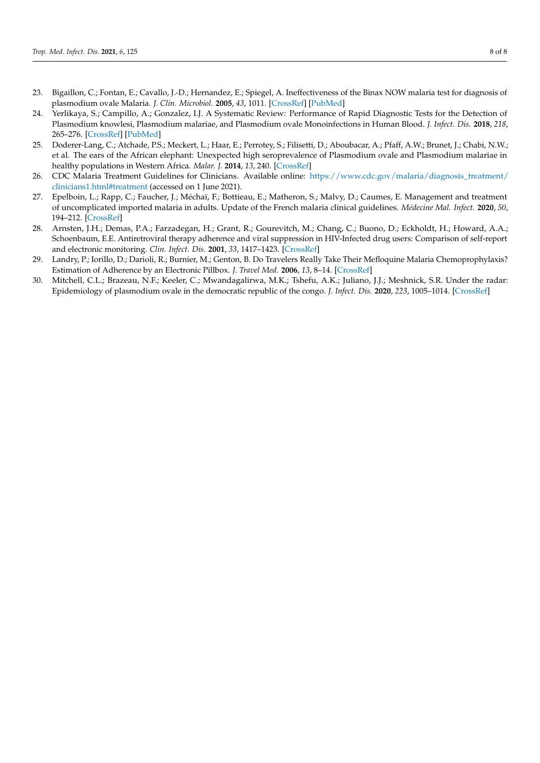23. Bigaillon, C.; Fontan, E.; Cavallo, J.-D.; Hernandez, E.; Spiegel, A. Ineffectiveness of the Binax NOW malaria test for diagnosis of plasmodium ovale Malaria. *J. Clin. Microbiol.* **2005**, *43*, 1011. [CrossRef] [PubMed]
24. Yerlikaya, S.; Campillo, A.; Gonzalez, I.J. A Systematic Review: Performance of Rapid Diagnostic Tests for the Detection of Plasmodium knowlesi, Plasmodium malariae, and Plasmodium ovale Monoinfections in Human Blood. *J. Infect. Dis.* **2018**, *218*, 265–276. [CrossRef] [PubMed]
25. Doderer-Lang, C.; Atchade, P.S.; Meckert, L.; Haar, E.; Perrotey, S.; Filisetti, D.; Aboubacar, A.; Pfaff, A.W.; Brunet, J.; Chabi, N.W.; et al. The ears of the African elephant: Unexpected high seroprevalence of Plasmodium ovale and Plasmodium malariae in healthy populations in Western Africa. *Malar. J.* **2014**, *13*, 240. [CrossRef]
26. CDC Malaria Treatment Guidelines for Clinicians. Available online: https://www.cdc.gov/malaria/diagnosis_treatment/clinicians1.html#treatment (accessed on 1 June 2021).
27. Epelboin, L.; Rapp, C.; Faucher, J.; Méchaï, F.; Bottieau, E.; Matheron, S.; Malvy, D.; Caumes, E. Management and treatment of uncomplicated imported malaria in adults. Update of the French malaria clinical guidelines. *Médecine Mal. Infect.* **2020**, *50*, 194–212. [CrossRef]
28. Arnsten, J.H.; Demas, P.A.; Farzadegan, H.; Grant, R.; Gourevitch, M.; Chang, C.; Buono, D.; Eckholdt, H.; Howard, A.A.; Schoenbaum, E.E. Antiretroviral therapy adherence and viral suppression in HIV-Infected drug users: Comparison of self-report and electronic monitoring. *Clin. Infect. Dis.* **2001**, *33*, 1417–1423. [CrossRef]
29. Landry, P.; Iorillo, D.; Darioli, R.; Burnier, M.; Genton, B. Do Travelers Really Take Their Mefloquine Malaria Chemoprophylaxis? Estimation of Adherence by an Electronic Pillbox. *J. Travel Med.* **2006**, *13*, 8–14. [CrossRef]
30. Mitchell, C.L.; Brazeau, N.F.; Keeler, C.; Mwandagalirwa, M.K.; Tshefu, A.K.; Juliano, J.J.; Meshnick, S.R. Under the radar: Epidemiology of plasmodium ovale in the democratic republic of the congo. *J. Infect. Dis.* **2020**, *223*, 1005–1014. [CrossRef]